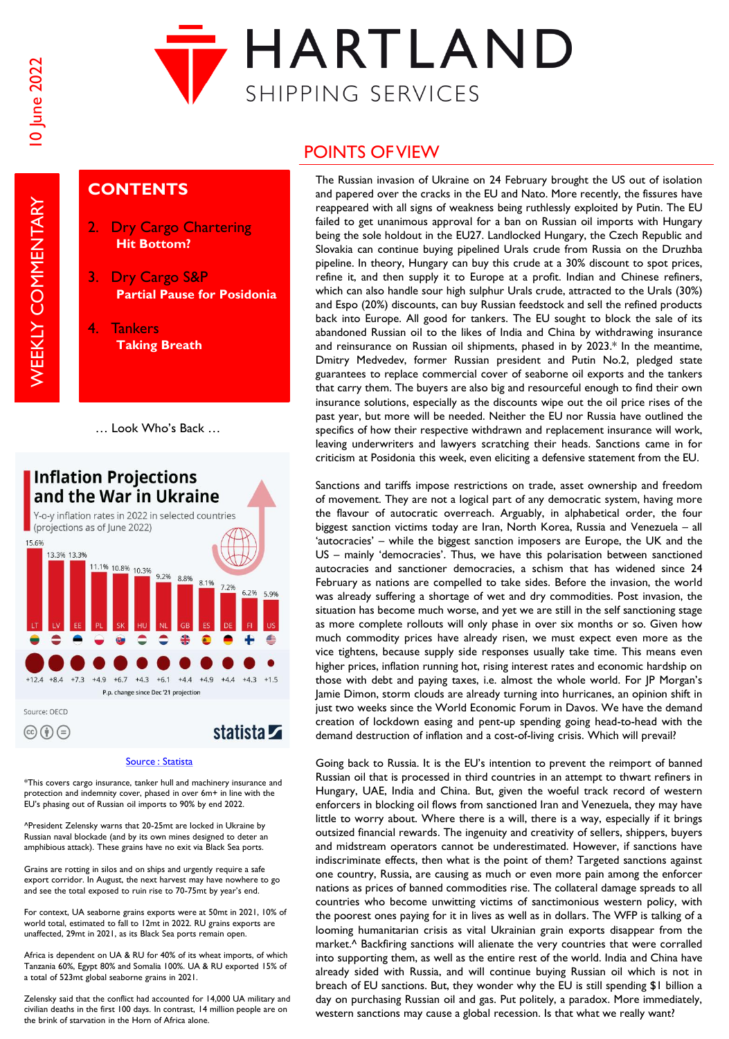# HARTLAND

SHIPPING SERVICES

10 June 2022

WEEKLY COMMENTARY

## CONTENTS

2. Dry Cargo Chartering
   **Hit Bottom?**
3. Dry Cargo S&P
   **Partial Pause for Posidonia**
4. Tankers
   **Taking Breath**

… Look Who's Back …

**Inflation Projections and the War in Ukraine**

Y-o-y inflation rates in 2022 in selected countries (projections as of June 2022)

| Country | LT | LV | EE | PL | SK | HU | NL | GB | ES | DE | FI | US |
|---|---|---|---|---|---|---|---|---|---|---|---|---|
| Inflation 2022 | 15.6% | 13.3% | 13.3% | 11.1% | 10.8% | 10.3% | 9.2% | 8.8% | 8.1% | 7.2% | 6.2% | 5.9% |
| P.p. change since Dec '21 projection | +12.4 | +8.4 | +7.3 | +4.9 | +6.7 | +4.3 | +6.1 | +4.4 | +4.9 | +4.4 | +4.3 | +1.5 |

Source: OECD

statista

Source : Statista

*This covers cargo insurance, tanker hull and machinery insurance and protection and indemnity cover, phased in over 6m+ in line with the EU's phasing out of Russian oil imports to 90% by end 2022.

^President Zelensky warns that 20-25mt are locked in Ukraine by Russian naval blockade (and by its own mines designed to deter an amphibious attack). These grains have no exit via Black Sea ports.

Grains are rotting in silos and on ships and urgently require a safe export corridor. In August, the next harvest may have nowhere to go and see the total exposed to ruin rise to 70-75mt by year's end.

For context, UA seaborne grains exports were at 50mt in 2021, 10% of world total, estimated to fall to 12mt in 2022. RU grains exports are unaffected, 29mt in 2021, as its Black Sea ports remain open.

Africa is dependent on UA & RU for 40% of its wheat imports, of which Tanzania 60%, Egypt 80% and Somalia 100%. UA & RU exported 15% of a total of 523mt global seaborne grains in 2021.

Zelensky said that the conflict had accounted for 14,000 UA military and civilian deaths in the first 100 days. In contrast, 14 million people are on the brink of starvation in the Horn of Africa alone.

## POINTS OF VIEW

The Russian invasion of Ukraine on 24 February brought the US out of isolation and papered over the cracks in the EU and Nato. More recently, the fissures have reappeared with all signs of weakness being ruthlessly exploited by Putin. The EU failed to get unanimous approval for a ban on Russian oil imports with Hungary being the sole holdout in the EU27. Landlocked Hungary, the Czech Republic and Slovakia can continue buying pipelined Urals crude from Russia on the Druzhba pipeline. In theory, Hungary can buy this crude at a 30% discount to spot prices, refine it, and then supply it to Europe at a profit. Indian and Chinese refiners, which can also handle sour high sulphur Urals crude, attracted to the Urals (30%) and Espo (20%) discounts, can buy Russian feedstock and sell the refined products back into Europe. All good for tankers. The EU sought to block the sale of its abandoned Russian oil to the likes of India and China by withdrawing insurance and reinsurance on Russian oil shipments, phased in by 2023.* In the meantime, Dmitry Medvedev, former Russian president and Putin No.2, pledged state guarantees to replace commercial cover of seaborne oil exports and the tankers that carry them. The buyers are also big and resourceful enough to find their own insurance solutions, especially as the discounts wipe out the oil price rises of the past year, but more will be needed. Neither the EU nor Russia have outlined the specifics of how their respective withdrawn and replacement insurance will work, leaving underwriters and lawyers scratching their heads. Sanctions came in for criticism at Posidonia this week, even eliciting a defensive statement from the EU.

Sanctions and tariffs impose restrictions on trade, asset ownership and freedom of movement. They are not a logical part of any democratic system, having more the flavour of autocratic overreach. Arguably, in alphabetical order, the four biggest sanction victims today are Iran, North Korea, Russia and Venezuela – all 'autocracies' – while the biggest sanction imposers are Europe, the UK and the US – mainly 'democracies'. Thus, we have this polarisation between sanctioned autocracies and sanctioner democracies, a schism that has widened since 24 February as nations are compelled to take sides. Before the invasion, the world was already suffering a shortage of wet and dry commodities. Post invasion, the situation has become much worse, and yet we are still in the self sanctioning stage as more complete rollouts will only phase in over six months or so. Given how much commodity prices have already risen, we must expect even more as the vice tightens, because supply side responses usually take time. This means even higher prices, inflation running hot, rising interest rates and economic hardship on those with debt and paying taxes, i.e. almost the whole world. For JP Morgan's Jamie Dimon, storm clouds are already turning into hurricanes, an opinion shift in just two weeks since the World Economic Forum in Davos. We have the demand creation of lockdown easing and pent-up spending going head-to-head with the demand destruction of inflation and a cost-of-living crisis. Which will prevail?

Going back to Russia. It is the EU's intention to prevent the reimport of banned Russian oil that is processed in third countries in an attempt to thwart refiners in Hungary, UAE, India and China. But, given the woeful track record of western enforcers in blocking oil flows from sanctioned Iran and Venezuela, they may have little to worry about. Where there is a will, there is a way, especially if it brings outsized financial rewards. The ingenuity and creativity of sellers, shippers, buyers and midstream operators cannot be underestimated. However, if sanctions have indiscriminate effects, then what is the point of them? Targeted sanctions against one country, Russia, are causing as much or even more pain among the enforcer nations as prices of banned commodities rise. The collateral damage spreads to all countries who become unwitting victims of sanctimonious western policy, with the poorest ones paying for it in lives as well as in dollars. The WFP is talking of a looming humanitarian crisis as vital Ukrainian grain exports disappear from the market.^ Backfiring sanctions will alienate the very countries that were corralled into supporting them, as well as the entire rest of the world. India and China have already sided with Russia, and will continue buying Russian oil which is not in breach of EU sanctions. But, they wonder why the EU is still spending $1 billion a day on purchasing Russian oil and gas. Put politely, a paradox. More immediately, western sanctions may cause a global recession. Is that what we really want?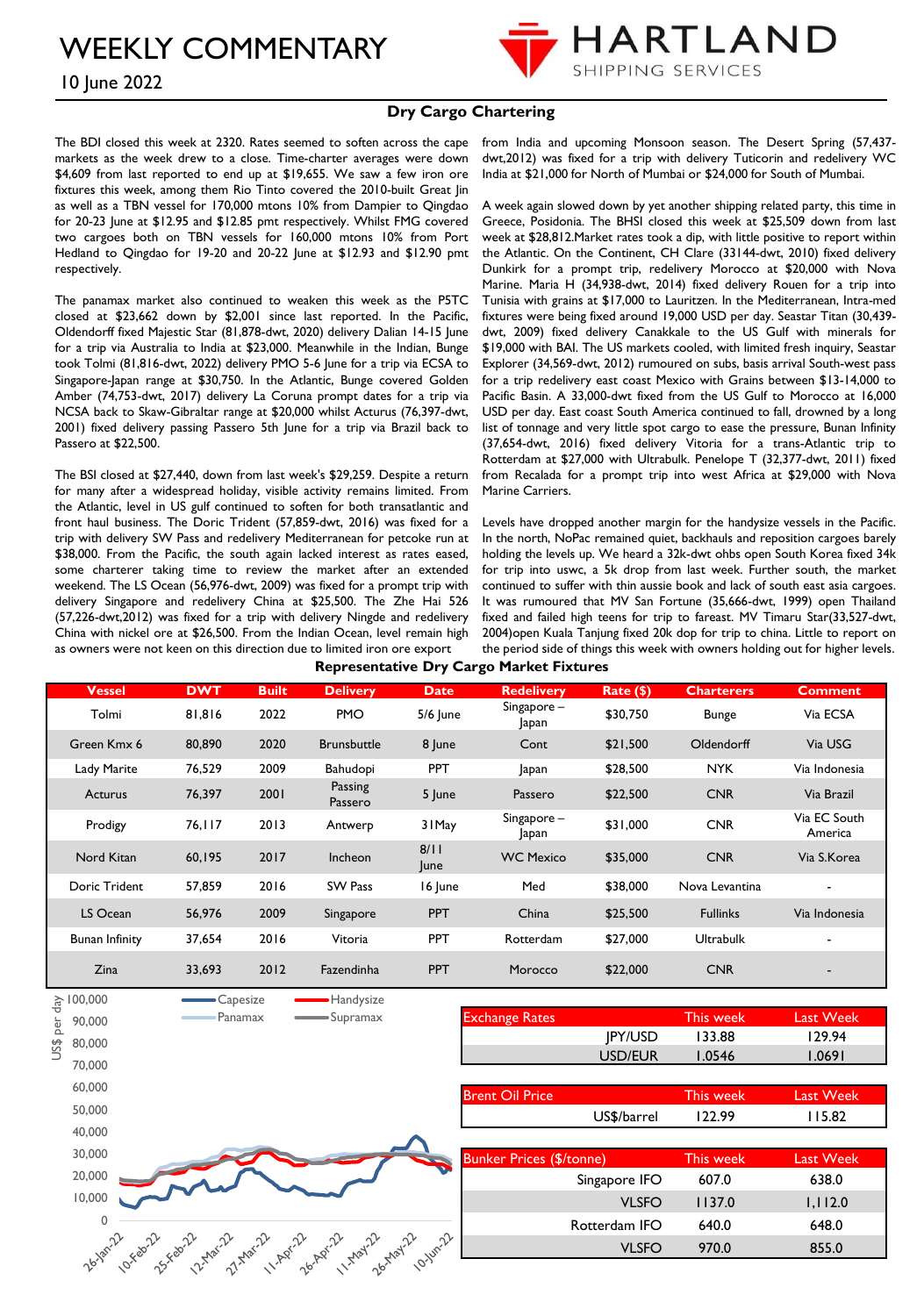# WEEKLY COMMENTARY

10 June 2022

HARTLAND SHIPPING SERVICES

## Dry Cargo Chartering

The BDI closed this week at 2320. Rates seemed to soften across the cape markets as the week drew to a close. Time-charter averages were down $4,609 from last reported to end up at $19,655. We saw a few iron ore fixtures this week, among them Rio Tinto covered the 2010-built Great Jin as well as a TBN vessel for 170,000 mtons 10% from Dampier to Qingdao for 20-23 June at $12.95 and $12.85 pmt respectively. Whilst FMG covered two cargoes both on TBN vessels for 160,000 mtons 10% from Port Hedland to Qingdao for 19-20 and 20-22 June at $12.93 and $12.90 pmt respectively.

The panamax market also continued to weaken this week as the P5TC closed at $23,662 down by $2,001 since last reported. In the Pacific, Oldendorff fixed Majestic Star (81,878-dwt, 2020) delivery Dalian 14-15 June for a trip via Australia to India at $23,000. Meanwhile in the Indian, Bunge took Tolmi (81,816-dwt, 2022) delivery PMO 5-6 June for a trip via ECSA to Singapore-Japan range at $30,750. In the Atlantic, Bunge covered Golden Amber (74,753-dwt, 2017) delivery La Coruna prompt dates for a trip via NCSA back to Skaw-Gibraltar range at $20,000 whilst Acturus (76,397-dwt, 2001) fixed delivery passing Passero 5th June for a trip via Brazil back to Passero at $22,500.

The BSI closed at $27,440, down from last week's $29,259. Despite a return for many after a widespread holiday, visible activity remains limited. From the Atlantic, level in US gulf continued to soften for both transatlantic and front haul business. The Doric Trident (57,859-dwt, 2016) was fixed for a trip with delivery SW Pass and redelivery Mediterranean for petcoke run at $38,000. From the Pacific, the south again lacked interest as rates eased, some charterer taking time to review the market after an extended weekend. The LS Ocean (56,976-dwt, 2009) was fixed for a prompt trip with delivery Singapore and redelivery China at $25,500. The Zhe Hai 526 (57,226-dwt,2012) was fixed for a trip with delivery Ningde and redelivery China with nickel ore at $26,500. From the Indian Ocean, level remain high as owners were not keen on this direction due to limited iron ore export from India and upcoming Monsoon season. The Desert Spring (57,437-dwt,2012) was fixed for a trip with delivery Tuticorin and redelivery WC India at $21,000 for North of Mumbai or $24,000 for South of Mumbai.

A week again slowed down by yet another shipping related party, this time in Greece, Posidonia. The BHSI closed this week at $25,509 down from last week at $28,812.Market rates took a dip, with little positive to report within the Atlantic. On the Continent, CH Clare (33144-dwt, 2010) fixed delivery Dunkirk for a prompt trip, redelivery Morocco at $20,000 with Nova Marine. Maria H (34,938-dwt, 2014) fixed delivery Rouen for a trip into Tunisia with grains at $17,000 to Lauritzen. In the Mediterranean, Intra-med fixtures were being fixed around 19,000 USD per day. Seastar Titan (30,439-dwt, 2009) fixed delivery Canakkale to the US Gulf with minerals for $19,000 with BAI. The US markets cooled, with limited fresh inquiry, Seastar Explorer (34,569-dwt, 2012) rumoured on subs, basis arrival South-west pass for a trip redelivery east coast Mexico with Grains between $13-14,000 to Pacific Basin. A 33,000-dwt fixed from the US Gulf to Morocco at 16,000 USD per day. East coast South America continued to fall, drowned by a long list of tonnage and very little spot cargo to ease the pressure, Bunan Infinity (37,654-dwt, 2016) fixed delivery Vitoria for a trans-Atlantic trip to Rotterdam at $27,000 with Ultrabulk. Penelope T (32,377-dwt, 2011) fixed from Recalada for a prompt trip into west Africa at $29,000 with Nova Marine Carriers.

Levels have dropped another margin for the handysize vessels in the Pacific. In the north, NoPac remained quiet, backhauls and reposition cargoes barely holding the levels up. We heard a 32k-dwt ohbs open South Korea fixed 34k for trip into uswc, a 5k drop from last week. Further south, the market continued to suffer with thin aussie book and lack of south east asia cargoes. It was rumoured that MV San Fortune (35,666-dwt, 1999) open Thailand fixed and failed high teens for trip to fareast. MV Timaru Star(33,527-dwt, 2004)open Kuala Tanjung fixed 20k dop for trip to china. Little to report on the period side of things this week with owners holding out for higher levels.

### Representative Dry Cargo Market Fixtures

| Vessel | DWT | Built | Delivery | Date | Redelivery | Rate ($) | Charterers | Comment |
|---|---|---|---|---|---|---|---|---|
| Tolmi | 81,816 | 2022 | PMO | 5/6 June | Singapore – Japan | $30,750 | Bunge | Via ECSA |
| Green Kmx 6 | 80,890 | 2020 | Brunsbuttle | 8 June | Cont | $21,500 | Oldendorff | Via USG |
| Lady Marite | 76,529 | 2009 | Bahudopi | PPT | Japan | $28,500 | NYK | Via Indonesia |
| Acturus | 76,397 | 2001 | Passing Passero | 5 June | Passero | $22,500 | CNR | Via Brazil |
| Prodigy | 76,117 | 2013 | Antwerp | 31May | Singapore – Japan | $31,000 | CNR | Via EC South America |
| Nord Kitan | 60,195 | 2017 | Incheon | 8/11 June | WC Mexico | $35,000 | CNR | Via S.Korea |
| Doric Trident | 57,859 | 2016 | SW Pass | 16 June | Med | $38,000 | Nova Levantina | - |
| LS Ocean | 56,976 | 2009 | Singapore | PPT | China | $25,500 | Fullinks | Via Indonesia |
| Bunan Infinity | 37,654 | 2016 | Vitoria | PPT | Rotterdam | $27,000 | Ultrabulk | - |
| Zina | 33,693 | 2012 | Fazendinha | PPT | Morocco | $22,000 | CNR | - |

| Exchange Rates | | This week | Last Week |
|---|---|---|---|
| | JPY/USD | 133.88 | 129.94 |
| | USD/EUR | 1.0546 | 1.0691 |

| Brent Oil Price | | This week | Last Week |
|---|---|---|---|
| | US$/barrel | 122.99 | 115.82 |

| Bunker Prices ($/tonne) | | This week | Last Week |
|---|---|---|---|
| | Singapore IFO | 607.0 | 638.0 |
| | VLSFO | 1137.0 | 1,112.0 |
| | Rotterdam IFO | 640.0 | 648.0 |
| | VLSFO | 970.0 | 855.0 |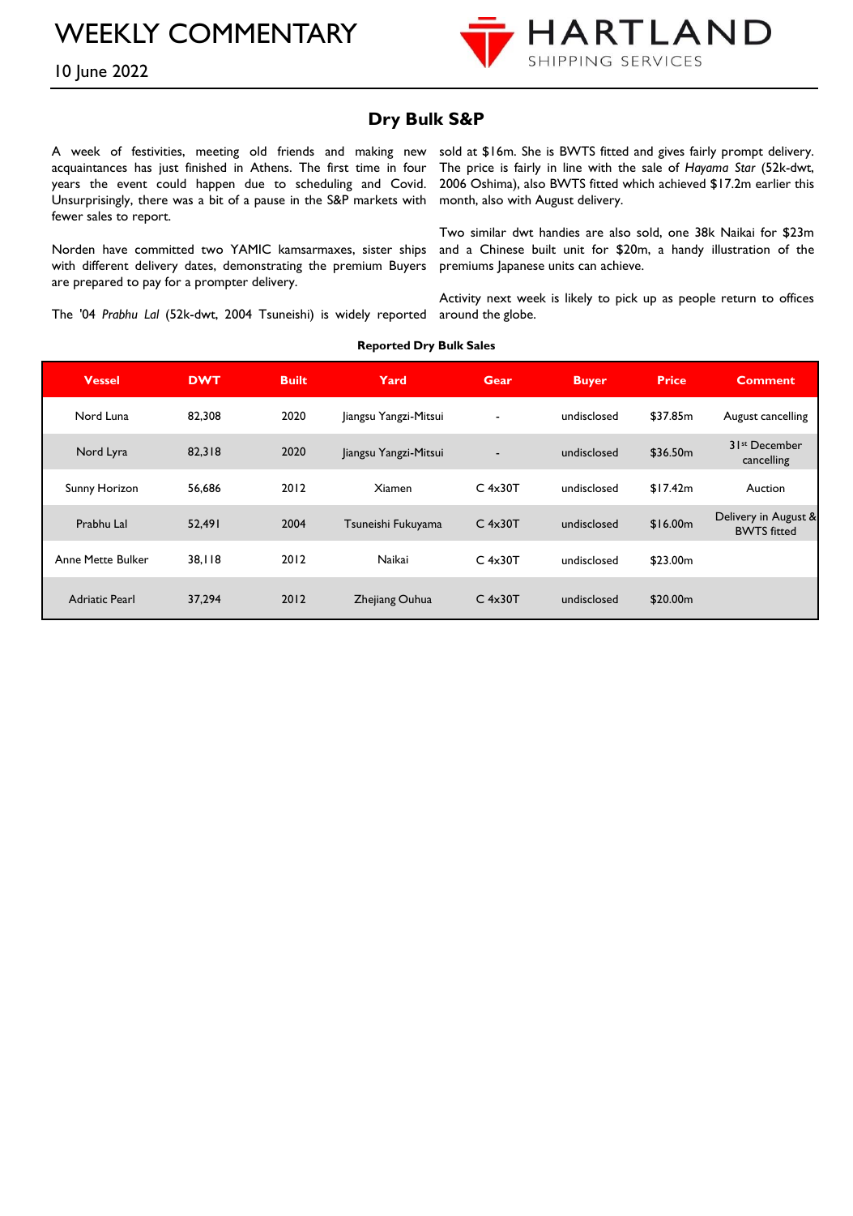# WEEKLY COMMENTARY

10 June 2022

## Dry Bulk S&P

A week of festivities, meeting old friends and making new acquaintances has just finished in Athens. The first time in four years the event could happen due to scheduling and Covid. Unsurprisingly, there was a bit of a pause in the S&P markets with fewer sales to report.

Norden have committed two YAMIC kamsarmaxes, sister ships with different delivery dates, demonstrating the premium Buyers are prepared to pay for a prompter delivery.

The '04 *Prabhu Lal* (52k-dwt, 2004 Tsuneishi) is widely reported sold at $16m. She is BWTS fitted and gives fairly prompt delivery. The price is fairly in line with the sale of *Hayama Star* (52k-dwt, 2006 Oshima), also BWTS fitted which achieved $17.2m earlier this month, also with August delivery.

Two similar dwt handies are also sold, one 38k Naikai for $23m and a Chinese built unit for $20m, a handy illustration of the premiums Japanese units can achieve.

Activity next week is likely to pick up as people return to offices around the globe.

**Reported Dry Bulk Sales**

| Vessel | DWT | Built | Yard | Gear | Buyer | Price | Comment |
|---|---|---|---|---|---|---|---|
| Nord Luna | 82,308 | 2020 | Jiangsu Yangzi-Mitsui | - | undisclosed | $37.85m | August cancelling |
| Nord Lyra | 82,318 | 2020 | Jiangsu Yangzi-Mitsui | - | undisclosed | $36.50m | 31st December cancelling |
| Sunny Horizon | 56,686 | 2012 | Xiamen | C 4x30T | undisclosed | $17.42m | Auction |
| Prabhu Lal | 52,491 | 2004 | Tsuneishi Fukuyama | C 4x30T | undisclosed | $16.00m | Delivery in August & BWTS fitted |
| Anne Mette Bulker | 38,118 | 2012 | Naikai | C 4x30T | undisclosed | $23.00m | |
| Adriatic Pearl | 37,294 | 2012 | Zhejiang Ouhua | C 4x30T | undisclosed | $20.00m | |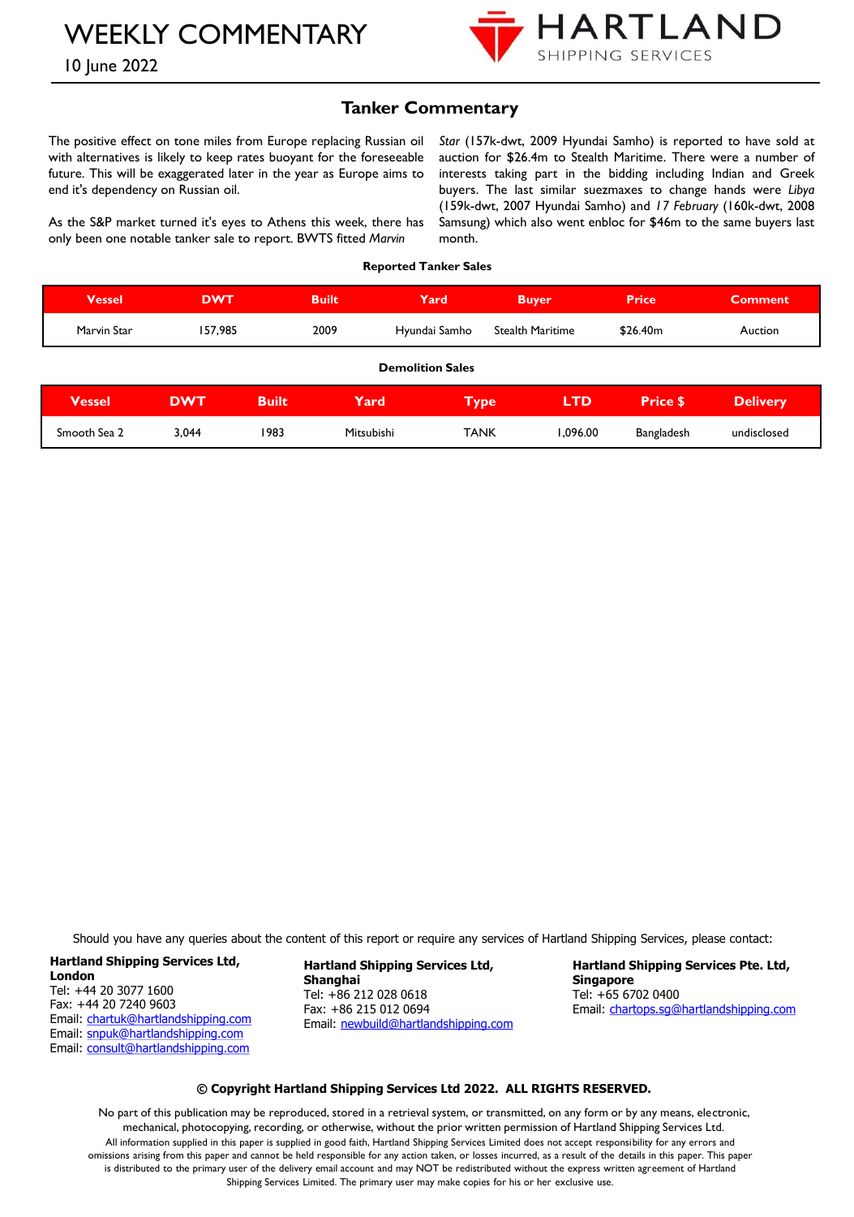# WEEKLY COMMENTARY

10 June 2022

HARTLAND SHIPPING SERVICES

## Tanker Commentary

The positive effect on tone miles from Europe replacing Russian oil with alternatives is likely to keep rates buoyant for the foreseeable future. This will be exaggerated later in the year as Europe aims to end it's dependency on Russian oil.

As the S&P market turned it's eyes to Athens this week, there has only been one notable tanker sale to report. BWTS fitted *Marvin Star* (157k-dwt, 2009 Hyundai Samho) is reported to have sold at auction for $26.4m to Stealth Maritime. There were a number of interests taking part in the bidding including Indian and Greek buyers. The last similar suezmaxes to change hands were *Libya* (159k-dwt, 2007 Hyundai Samho) and *17 February* (160k-dwt, 2008 Samsung) which also went enbloc for $46m to the same buyers last month.

**Reported Tanker Sales**

| Vessel | DWT | Built | Yard | Buyer | Price | Comment |
| --- | --- | --- | --- | --- | --- | --- |
| Marvin Star | 157,985 | 2009 | Hyundai Samho | Stealth Maritime | $26.40m | Auction |

**Demolition Sales**

| Vessel | DWT | Built | Yard | Type | LTD | Price $ | Delivery |
| --- | --- | --- | --- | --- | --- | --- | --- |
| Smooth Sea 2 | 3,044 | 1983 | Mitsubishi | TANK | 1,096.00 | Bangladesh | undisclosed |

Should you have any queries about the content of this report or require any services of Hartland Shipping Services, please contact:

**Hartland Shipping Services Ltd, London**
Tel: +44 20 3077 1600
Fax: +44 20 7240 9603
Email: chartuk@hartlandshipping.com
Email: snpuk@hartlandshipping.com
Email: consult@hartlandshipping.com

**Hartland Shipping Services Ltd, Shanghai**
Tel: +86 212 028 0618
Fax: +86 215 012 0694
Email: newbuild@hartlandshipping.com

**Hartland Shipping Services Pte. Ltd, Singapore**
Tel: +65 6702 0400
Email: chartops.sg@hartlandshipping.com

**© Copyright Hartland Shipping Services Ltd 2022. ALL RIGHTS RESERVED.**

No part of this publication may be reproduced, stored in a retrieval system, or transmitted, on any form or by any means, electronic, mechanical, photocopying, recording, or otherwise, without the prior written permission of Hartland Shipping Services Ltd.
All information supplied in this paper is supplied in good faith, Hartland Shipping Services Limited does not accept responsibility for any errors and omissions arising from this paper and cannot be held responsible for any action taken, or losses incurred, as a result of the details in this paper. This paper is distributed to the primary user of the delivery email account and may NOT be redistributed without the express written agreement of Hartland Shipping Services Limited. The primary user may make copies for his or her exclusive use.